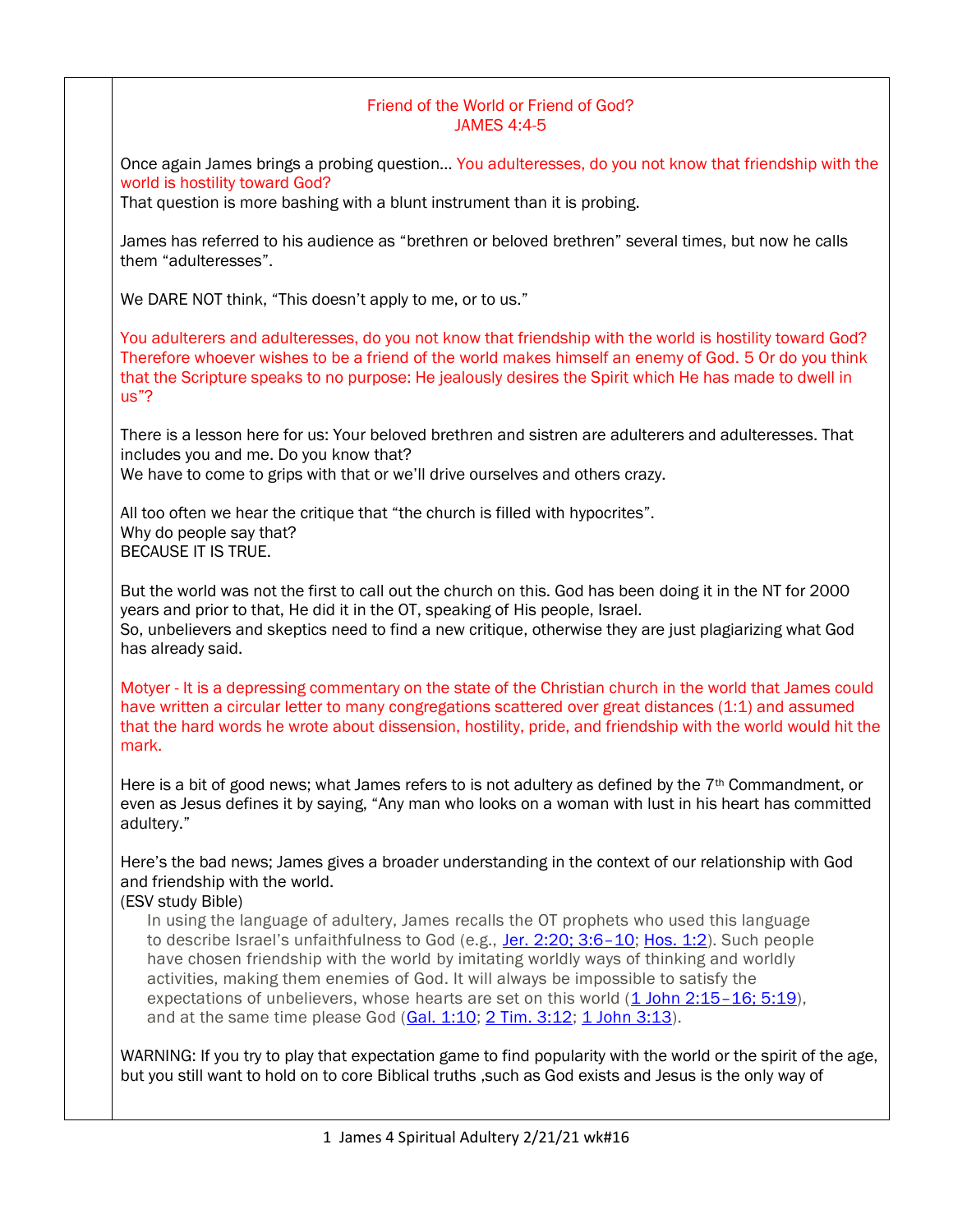## Friend of the World or Friend of God?
## JAMES 4:4-5

Once again James brings a probing question… You adulteresses, do you not know that friendship with the world is hostility toward God?
That question is more bashing with a blunt instrument than it is probing.

James has referred to his audience as "brethren or beloved brethren" several times, but now he calls them "adulteresses".

We DARE NOT think, "This doesn't apply to me, or to us."

You adulterers and adulteresses, do you not know that friendship with the world is hostility toward God? Therefore whoever wishes to be a friend of the world makes himself an enemy of God. 5 Or do you think that the Scripture speaks to no purpose: He jealously desires the Spirit which He has made to dwell in us"?

There is a lesson here for us: Your beloved brethren and sistren are adulterers and adulteresses. That includes you and me. Do you know that?
We have to come to grips with that or we'll drive ourselves and others crazy.

All too often we hear the critique that "the church is filled with hypocrites".
Why do people say that?
BECAUSE IT IS TRUE.

But the world was not the first to call out the church on this. God has been doing it in the NT for 2000 years and prior to that, He did it in the OT, speaking of His people, Israel.
So, unbelievers and skeptics need to find a new critique, otherwise they are just plagiarizing what God has already said.

Motyer - It is a depressing commentary on the state of the Christian church in the world that James could have written a circular letter to many congregations scattered over great distances (1:1) and assumed that the hard words he wrote about dissension, hostility, pride, and friendship with the world would hit the mark.

Here is a bit of good news; what James refers to is not adultery as defined by the 7th Commandment, or even as Jesus defines it by saying, "Any man who looks on a woman with lust in his heart has committed adultery."

Here's the bad news; James gives a broader understanding in the context of our relationship with God and friendship with the world.
(ESV study Bible)

> In using the language of adultery, James recalls the OT prophets who used this language to describe Israel's unfaithfulness to God (e.g., Jer. 2:20; 3:6–10; Hos. 1:2). Such people have chosen friendship with the world by imitating worldly ways of thinking and worldly activities, making them enemies of God. It will always be impossible to satisfy the expectations of unbelievers, whose hearts are set on this world (1 John 2:15–16; 5:19), and at the same time please God (Gal. 1:10; 2 Tim. 3:12; 1 John 3:13).

WARNING: If you try to play that expectation game to find popularity with the world or the spirit of the age, but you still want to hold on to core Biblical truths ,such as God exists and Jesus is the only way of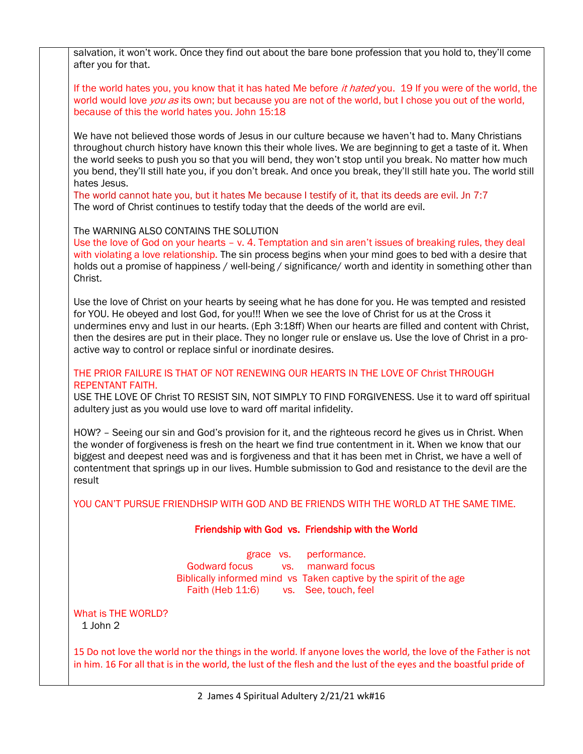salvation, it won't work. Once they find out about the bare bone profession that you hold to, they'll come after you for that.

If the world hates you, you know that it has hated Me before *it hated* you. 19 If you were of the world, the world would love *you as* its own; but because you are not of the world, but I chose you out of the world, because of this the world hates you. John 15:18

We have not believed those words of Jesus in our culture because we haven't had to. Many Christians throughout church history have known this their whole lives. We are beginning to get a taste of it. When the world seeks to push you so that you will bend, they won't stop until you break. No matter how much you bend, they'll still hate you, if you don't break. And once you break, they'll still hate you. The world still hates Jesus.
The world cannot hate you, but it hates Me because I testify of it, that its deeds are evil. Jn 7:7
The word of Christ continues to testify today that the deeds of the world are evil.

The WARNING ALSO CONTAINS THE SOLUTION
Use the love of God on your hearts – v. 4. Temptation and sin aren't issues of breaking rules, they deal with violating a love relationship. The sin process begins when your mind goes to bed with a desire that holds out a promise of happiness / well-being / significance/ worth and identity in something other than Christ.

Use the love of Christ on your hearts by seeing what he has done for you. He was tempted and resisted for YOU. He obeyed and lost God, for you!!! When we see the love of Christ for us at the Cross it undermines envy and lust in our hearts. (Eph 3:18ff) When our hearts are filled and content with Christ, then the desires are put in their place. They no longer rule or enslave us. Use the love of Christ in a pro-active way to control or replace sinful or inordinate desires.

THE PRIOR FAILURE IS THAT OF NOT RENEWING OUR HEARTS IN THE LOVE OF Christ THROUGH REPENTANT FAITH.
USE THE LOVE OF Christ TO RESIST SIN, NOT SIMPLY TO FIND FORGIVENESS. Use it to ward off spiritual adultery just as you would use love to ward off marital infidelity.

HOW? – Seeing our sin and God's provision for it, and the righteous record he gives us in Christ. When the wonder of forgiveness is fresh on the heart we find true contentment in it. When we know that our biggest and deepest need was and is forgiveness and that it has been met in Christ, we have a well of contentment that springs up in our lives. Humble submission to God and resistance to the devil are the result

YOU CAN'T PURSUE FRIENDHSIP WITH GOD AND BE FRIENDS WITH THE WORLD AT THE SAME TIME.

**Friendship with God vs. Friendship with the World**

grace vs. performance.
Godward focus vs. manward focus
Biblically informed mind vs Taken captive by the spirit of the age
Faith (Heb 11:6) vs. See, touch, feel

What is THE WORLD?
1 John 2

15 Do not love the world nor the things in the world. If anyone loves the world, the love of the Father is not in him. 16 For all that is in the world, the lust of the flesh and the lust of the eyes and the boastful pride of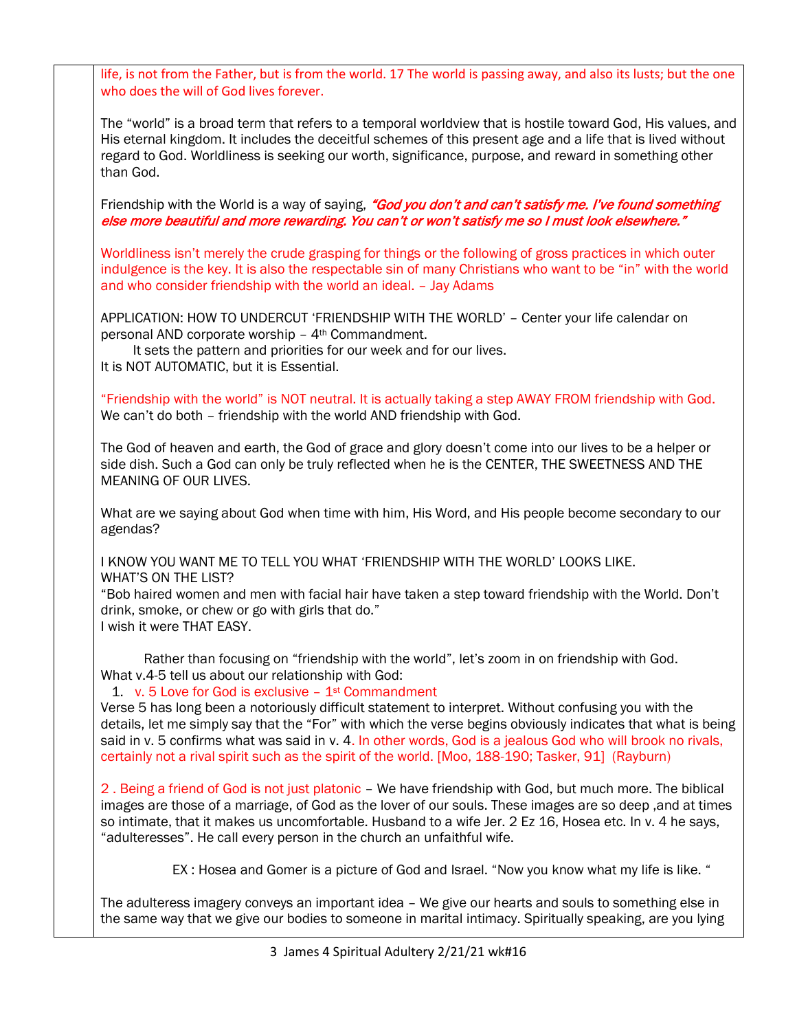life, is not from the Father, but is from the world. 17 The world is passing away, and also its lusts; but the one who does the will of God lives forever.

The "world" is a broad term that refers to a temporal worldview that is hostile toward God, His values, and His eternal kingdom. It includes the deceitful schemes of this present age and a life that is lived without regard to God. Worldliness is seeking our worth, significance, purpose, and reward in something other than God.

Friendship with the World is a way of saying, ***"God you don't and can't satisfy me. I've found something else more beautiful and more rewarding. You can't or won't satisfy me so I must look elsewhere."***

Worldliness isn't merely the crude grasping for things or the following of gross practices in which outer indulgence is the key. It is also the respectable sin of many Christians who want to be "in" with the world and who consider friendship with the world an ideal. – Jay Adams

APPLICATION: HOW TO UNDERCUT 'FRIENDSHIP WITH THE WORLD' – Center your life calendar on personal AND corporate worship – 4th Commandment.
It sets the pattern and priorities for our week and for our lives.
It is NOT AUTOMATIC, but it is Essential.

"Friendship with the world" is NOT neutral. It is actually taking a step AWAY FROM friendship with God.
We can't do both – friendship with the world AND friendship with God.

The God of heaven and earth, the God of grace and glory doesn't come into our lives to be a helper or side dish. Such a God can only be truly reflected when he is the CENTER, THE SWEETNESS AND THE MEANING OF OUR LIVES.

What are we saying about God when time with him, His Word, and His people become secondary to our agendas?

I KNOW YOU WANT ME TO TELL YOU WHAT 'FRIENDSHIP WITH THE WORLD' LOOKS LIKE.
WHAT'S ON THE LIST?
"Bob haired women and men with facial hair have taken a step toward friendship with the World. Don't drink, smoke, or chew or go with girls that do."
I wish it were THAT EASY.

Rather than focusing on "friendship with the world", let's zoom in on friendship with God.
What v.4-5 tell us about our relationship with God:

1. v. 5 Love for God is exclusive – 1st Commandment

Verse 5 has long been a notoriously difficult statement to interpret. Without confusing you with the details, let me simply say that the "For" with which the verse begins obviously indicates that what is being said in v. 5 confirms what was said in v. 4. In other words, God is a jealous God who will brook no rivals, certainly not a rival spirit such as the spirit of the world. [Moo, 188-190; Tasker, 91] (Rayburn)

2 . Being a friend of God is not just platonic – We have friendship with God, but much more. The biblical images are those of a marriage, of God as the lover of our souls. These images are so deep ,and at times so intimate, that it makes us uncomfortable. Husband to a wife Jer. 2 Ez 16, Hosea etc. In v. 4 he says, "adulteresses". He call every person in the church an unfaithful wife.

EX : Hosea and Gomer is a picture of God and Israel. "Now you know what my life is like. "

The adulteress imagery conveys an important idea – We give our hearts and souls to something else in the same way that we give our bodies to someone in marital intimacy. Spiritually speaking, are you lying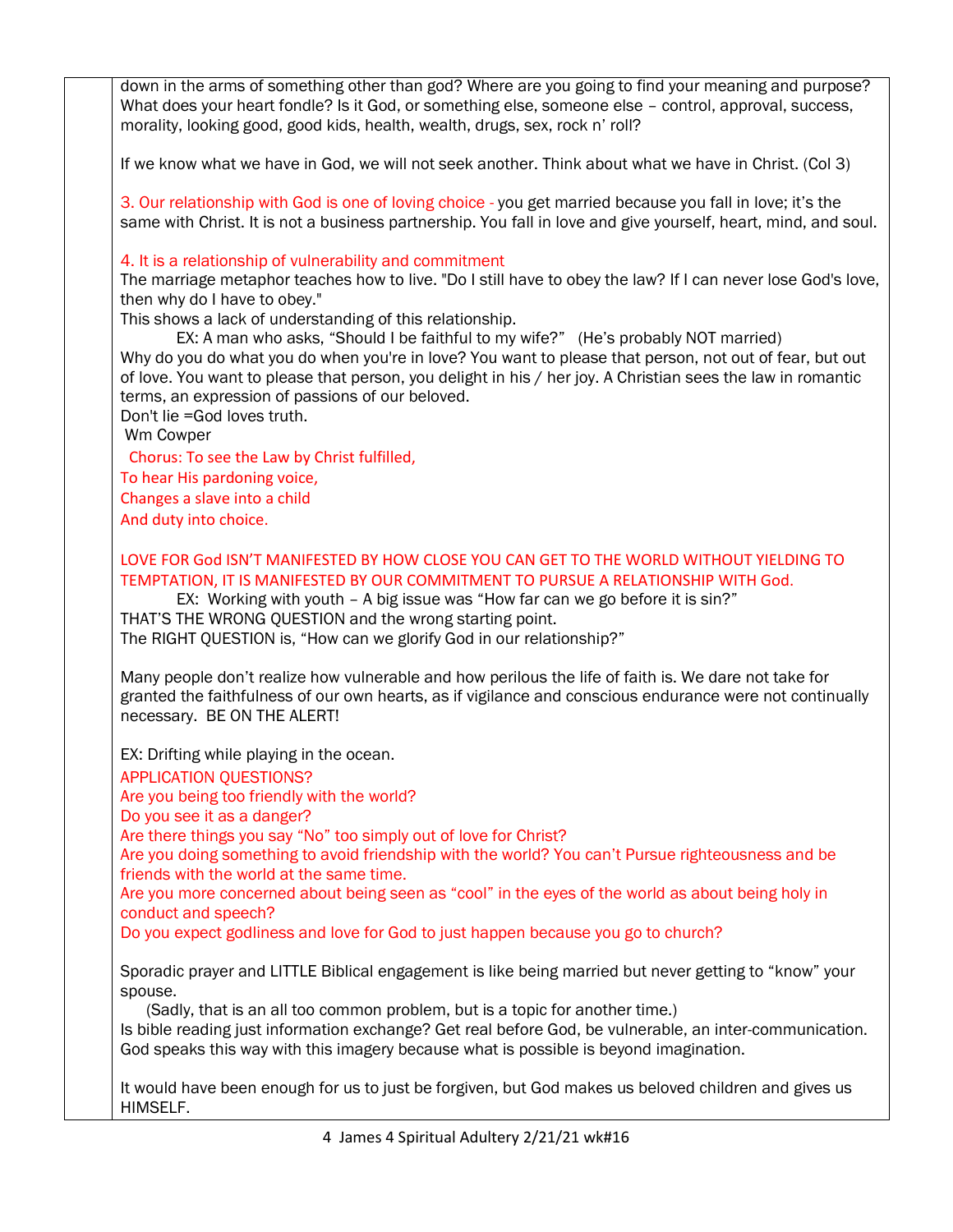down in the arms of something other than god? Where are you going to find your meaning and purpose? What does your heart fondle? Is it God, or something else, someone else – control, approval, success, morality, looking good, good kids, health, wealth, drugs, sex, rock n' roll?

If we know what we have in God, we will not seek another. Think about what we have in Christ. (Col 3)

3. Our relationship with God is one of loving choice - you get married because you fall in love; it's the same with Christ. It is not a business partnership. You fall in love and give yourself, heart, mind, and soul.

4. It is a relationship of vulnerability and commitment
The marriage metaphor teaches how to live. "Do I still have to obey the law? If I can never lose God's love, then why do I have to obey."
This shows a lack of understanding of this relationship.
EX: A man who asks, "Should I be faithful to my wife?" (He's probably NOT married)
Why do you do what you do when you're in love? You want to please that person, not out of fear, but out of love. You want to please that person, you delight in his / her joy. A Christian sees the law in romantic terms, an expression of passions of our beloved.
Don't lie =God loves truth.
Wm Cowper
Chorus: To see the Law by Christ fulfilled,
To hear His pardoning voice,
Changes a slave into a child
And duty into choice.

LOVE FOR God ISN'T MANIFESTED BY HOW CLOSE YOU CAN GET TO THE WORLD WITHOUT YIELDING TO TEMPTATION, IT IS MANIFESTED BY OUR COMMITMENT TO PURSUE A RELATIONSHIP WITH God.
EX: Working with youth – A big issue was "How far can we go before it is sin?"
THAT'S THE WRONG QUESTION and the wrong starting point.
The RIGHT QUESTION is, "How can we glorify God in our relationship?"

Many people don't realize how vulnerable and how perilous the life of faith is. We dare not take for granted the faithfulness of our own hearts, as if vigilance and conscious endurance were not continually necessary. BE ON THE ALERT!

EX: Drifting while playing in the ocean.
APPLICATION QUESTIONS?
Are you being too friendly with the world?
Do you see it as a danger?
Are there things you say "No" too simply out of love for Christ?
Are you doing something to avoid friendship with the world? You can't Pursue righteousness and be friends with the world at the same time.
Are you more concerned about being seen as "cool" in the eyes of the world as about being holy in conduct and speech?
Do you expect godliness and love for God to just happen because you go to church?

Sporadic prayer and LITTLE Biblical engagement is like being married but never getting to "know" your spouse.
(Sadly, that is an all too common problem, but is a topic for another time.)
Is bible reading just information exchange? Get real before God, be vulnerable, an inter-communication. God speaks this way with this imagery because what is possible is beyond imagination.

It would have been enough for us to just be forgiven, but God makes us beloved children and gives us HIMSELF.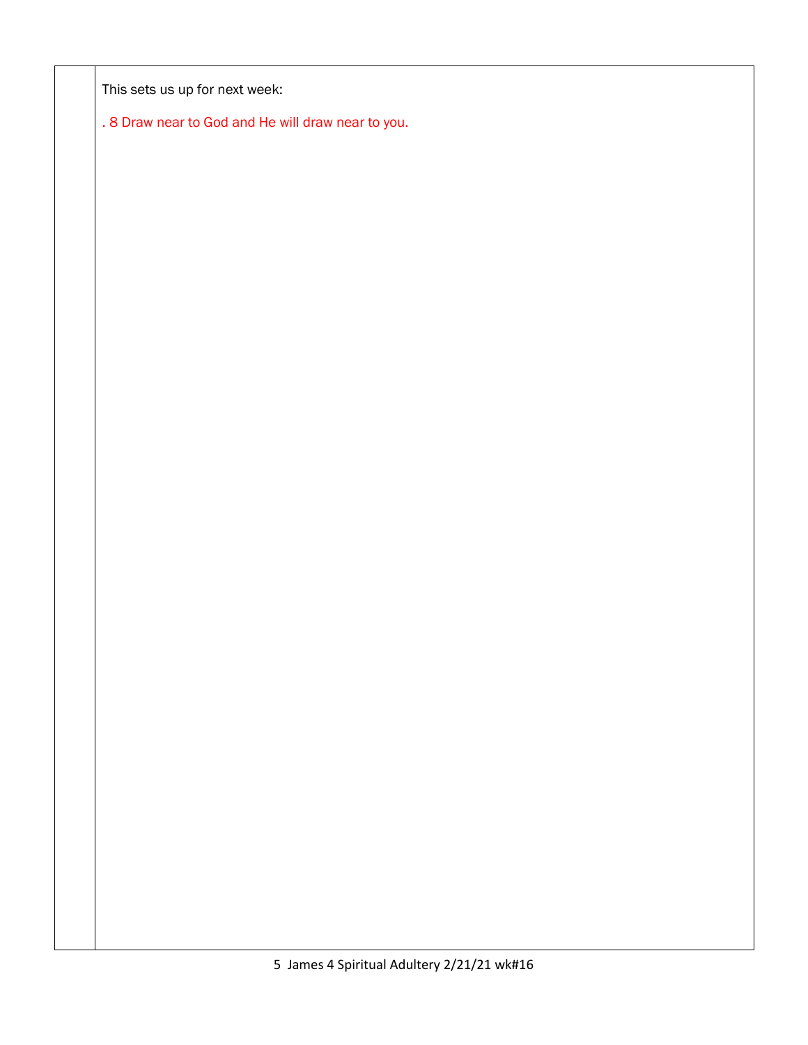This sets us up for next week:

. 8 Draw near to God and He will draw near to you.